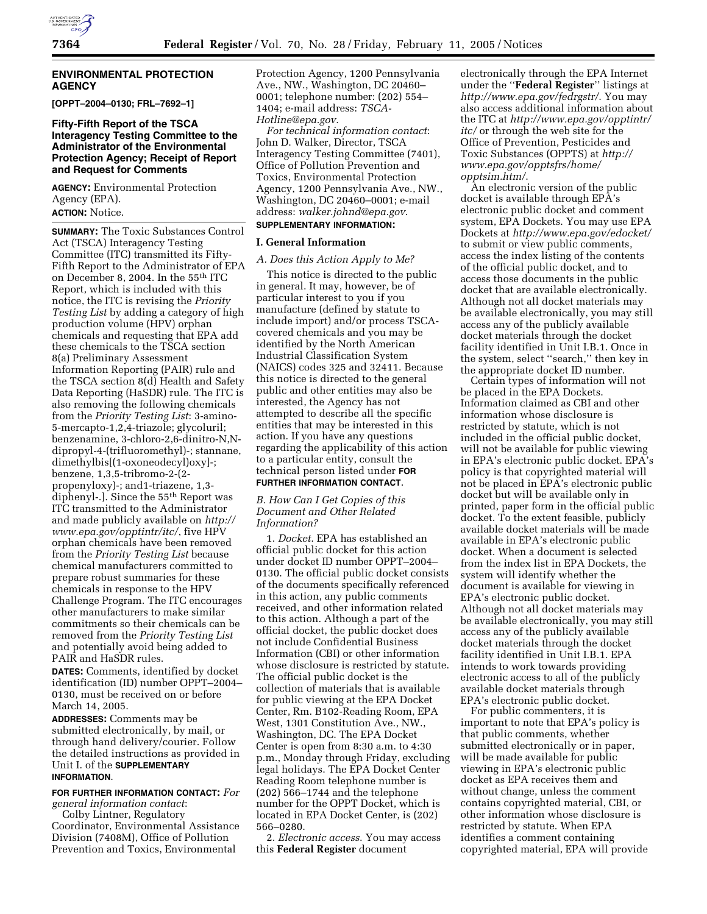## ENVIRONMENTAL PROTECTION AGENCY

**[OPPT–2004–0130; FRL–7692–1]**

### Fifty-Fifth Report of the TSCA Interagency Testing Committee to the Administrator of the Environmental Protection Agency; Receipt of Report and Request for Comments

**AGENCY:** Environmental Protection Agency (EPA).

**ACTION:** Notice.

**SUMMARY:** The Toxic Substances Control Act (TSCA) Interagency Testing Committee (ITC) transmitted its Fifty-Fifth Report to the Administrator of EPA on December 8, 2004. In the 55th ITC Report, which is included with this notice, the ITC is revising the *Priority Testing List* by adding a category of high production volume (HPV) orphan chemicals and requesting that EPA add these chemicals to the TSCA section 8(a) Preliminary Assessment Information Reporting (PAIR) rule and the TSCA section 8(d) Health and Safety Data Reporting (HaSDR) rule. The ITC is also removing the following chemicals from the *Priority Testing List*: 3-amino-5-mercapto-1,2,4-triazole; glycoluril; benzenamine, 3-chloro-2,6-dinitro-N,N-dipropyl-4-(trifluoromethyl)-; stannane, dimethylbis[(1-oxoneodecyl)oxy]-; benzene, 1,3,5-tribromo-2-(2-propenyloxy)-; and1-triazene, 1,3-diphenyl-.]. Since the 55th Report was ITC transmitted to the Administrator and made publicly available on *http://www.epa.gov/opptintr/itc/*, five HPV orphan chemicals have been removed from the *Priority Testing List* because chemical manufacturers committed to prepare robust summaries for these chemicals in response to the HPV Challenge Program. The ITC encourages other manufacturers to make similar commitments so their chemicals can be removed from the *Priority Testing List* and potentially avoid being added to PAIR and HaSDR rules.

**DATES:** Comments, identified by docket identification (ID) number OPPT–2004–0130, must be received on or before March 14, 2005.

**ADDRESSES:** Comments may be submitted electronically, by mail, or through hand delivery/courier. Follow the detailed instructions as provided in Unit I. of the **SUPPLEMENTARY INFORMATION**.

**FOR FURTHER INFORMATION CONTACT:** *For general information contact*: Colby Lintner, Regulatory Coordinator, Environmental Assistance Division (7408M), Office of Pollution Prevention and Toxics, Environmental Protection Agency, 1200 Pennsylvania Ave., NW., Washington, DC 20460–0001; telephone number: (202) 554–1404; e-mail address: *TSCA-Hotline@epa.gov*.

*For technical information contact*: John D. Walker, Director, TSCA Interagency Testing Committee (7401), Office of Pollution Prevention and Toxics, Environmental Protection Agency, 1200 Pennsylvania Ave., NW., Washington, DC 20460–0001; e-mail address: *walker.johnd@epa.gov*.

**SUPPLEMENTARY INFORMATION:**

#### I. General Information

*A. Does this Action Apply to Me?*

This notice is directed to the public in general. It may, however, be of particular interest to you if you manufacture (defined by statute to include import) and/or process TSCA-covered chemicals and you may be identified by the North American Industrial Classification System (NAICS) codes 325 and 32411. Because this notice is directed to the general public and other entities may also be interested, the Agency has not attempted to describe all the specific entities that may be interested in this action. If you have any questions regarding the applicability of this action to a particular entity, consult the technical person listed under **FOR FURTHER INFORMATION CONTACT**.

*B. How Can I Get Copies of this Document and Other Related Information?*

1. *Docket*. EPA has established an official public docket for this action under docket ID number OPPT–2004–0130. The official public docket consists of the documents specifically referenced in this action, any public comments received, and other information related to this action. Although a part of the official docket, the public docket does not include Confidential Business Information (CBI) or other information whose disclosure is restricted by statute. The official public docket is the collection of materials that is available for public viewing at the EPA Docket Center, Rm. B102-Reading Room, EPA West, 1301 Constitution Ave., NW., Washington, DC. The EPA Docket Center is open from 8:30 a.m. to 4:30 p.m., Monday through Friday, excluding legal holidays. The EPA Docket Center Reading Room telephone number is (202) 566–1744 and the telephone number for the OPPT Docket, which is located in EPA Docket Center, is (202) 566–0280.

2. *Electronic access*. You may access this **Federal Register** document electronically through the EPA Internet under the ''**Federal Register**'' listings at *http://www.epa.gov/fedrgstr/*. You may also access additional information about the ITC at *http://www.epa.gov/opptintr/itc/* or through the web site for the Office of Prevention, Pesticides and Toxic Substances (OPPTS) at *http://www.epa.gov/opptsfrs/home/opptsim.htm/*.

An electronic version of the public docket is available through EPA's electronic public docket and comment system, EPA Dockets. You may use EPA Dockets at *http://www.epa.gov/edocket/* to submit or view public comments, access the index listing of the contents of the official public docket, and to access those documents in the public docket that are available electronically. Although not all docket materials may be available electronically, you may still access any of the publicly available docket materials through the docket facility identified in Unit I.B.1. Once in the system, select ''search,'' then key in the appropriate docket ID number.

Certain types of information will not be placed in the EPA Dockets. Information claimed as CBI and other information whose disclosure is restricted by statute, which is not included in the official public docket, will not be available for public viewing in EPA's electronic public docket. EPA's policy is that copyrighted material will not be placed in EPA's electronic public docket but will be available only in printed, paper form in the official public docket. To the extent feasible, publicly available docket materials will be made available in EPA's electronic public docket. When a document is selected from the index list in EPA Dockets, the system will identify whether the document is available for viewing in EPA's electronic public docket. Although not all docket materials may be available electronically, you may still access any of the publicly available docket materials through the docket facility identified in Unit I.B.1. EPA intends to work towards providing electronic access to all of the publicly available docket materials through EPA's electronic public docket.

For public commenters, it is important to note that EPA's policy is that public comments, whether submitted electronically or in paper, will be made available for public viewing in EPA's electronic public docket as EPA receives them and without change, unless the comment contains copyrighted material, CBI, or other information whose disclosure is restricted by statute. When EPA identifies a comment containing copyrighted material, EPA will provide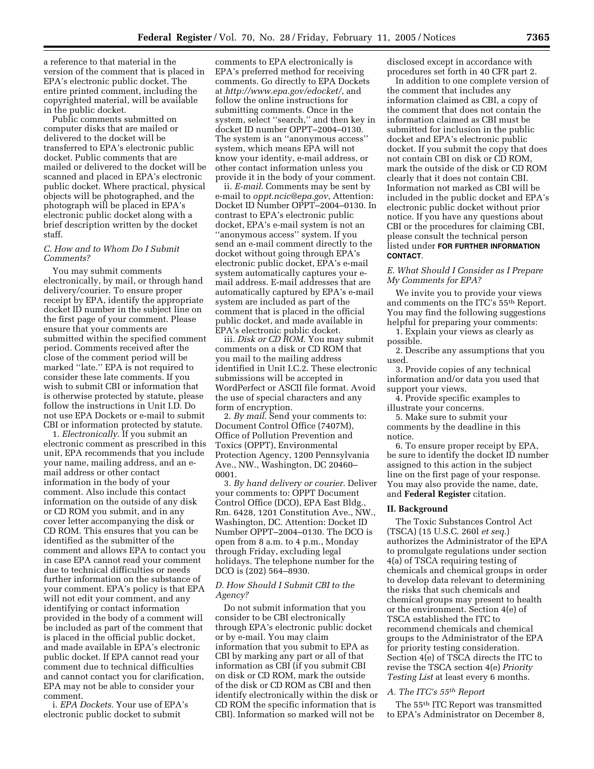a reference to that material in the version of the comment that is placed in EPA's electronic public docket. The entire printed comment, including the copyrighted material, will be available in the public docket.

Public comments submitted on computer disks that are mailed or delivered to the docket will be transferred to EPA's electronic public docket. Public comments that are mailed or delivered to the docket will be scanned and placed in EPA's electronic public docket. Where practical, physical objects will be photographed, and the photograph will be placed in EPA's electronic public docket along with a brief description written by the docket staff.

### *C. How and to Whom Do I Submit Comments?*

You may submit comments electronically, by mail, or through hand delivery/courier. To ensure proper receipt by EPA, identify the appropriate docket ID number in the subject line on the first page of your comment. Please ensure that your comments are submitted within the specified comment period. Comments received after the close of the comment period will be marked ''late.'' EPA is not required to consider these late comments. If you wish to submit CBI or information that is otherwise protected by statute, please follow the instructions in Unit I.D. Do not use EPA Dockets or e-mail to submit CBI or information protected by statute.

1. *Electronically*. If you submit an electronic comment as prescribed in this unit, EPA recommends that you include your name, mailing address, and an e-mail address or other contact information in the body of your comment. Also include this contact information on the outside of any disk or CD ROM you submit, and in any cover letter accompanying the disk or CD ROM. This ensures that you can be identified as the submitter of the comment and allows EPA to contact you in case EPA cannot read your comment due to technical difficulties or needs further information on the substance of your comment. EPA's policy is that EPA will not edit your comment, and any identifying or contact information provided in the body of a comment will be included as part of the comment that is placed in the official public docket, and made available in EPA's electronic public docket. If EPA cannot read your comment due to technical difficulties and cannot contact you for clarification, EPA may not be able to consider your comment.

i. *EPA Dockets*. Your use of EPA's electronic public docket to submit comments to EPA electronically is EPA's preferred method for receiving comments. Go directly to EPA Dockets at *http://www.epa.gov/edocket/*, and follow the online instructions for submitting comments. Once in the system, select ''search,'' and then key in docket ID number OPPT–2004–0130. The system is an ''anonymous access'' system, which means EPA will not know your identity, e-mail address, or other contact information unless you provide it in the body of your comment.

ii. *E-mail*. Comments may be sent by e-mail to *oppt.ncic@epa.gov*, Attention: Docket ID Number OPPT–2004–0130. In contrast to EPA's electronic public docket, EPA's e-mail system is not an ''anonymous access'' system. If you send an e-mail comment directly to the docket without going through EPA's electronic public docket, EPA's e-mail system automatically captures your e-mail address. E-mail addresses that are automatically captured by EPA's e-mail system are included as part of the comment that is placed in the official public docket, and made available in EPA's electronic public docket.

iii. *Disk or CD ROM*. You may submit comments on a disk or CD ROM that you mail to the mailing address identified in Unit I.C.2. These electronic submissions will be accepted in WordPerfect or ASCII file format. Avoid the use of special characters and any form of encryption.

2. *By mail*. Send your comments to: Document Control Office (7407M), Office of Pollution Prevention and Toxics (OPPT), Environmental Protection Agency, 1200 Pennsylvania Ave., NW., Washington, DC 20460–0001.

3. *By hand delivery or courier*. Deliver your comments to: OPPT Document Control Office (DCO), EPA East Bldg., Rm. 6428, 1201 Constitution Ave., NW., Washington, DC. Attention: Docket ID Number OPPT–2004–0130. The DCO is open from 8 a.m. to 4 p.m., Monday through Friday, excluding legal holidays. The telephone number for the DCO is (202) 564–8930.

### *D. How Should I Submit CBI to the Agency?*

Do not submit information that you consider to be CBI electronically through EPA's electronic public docket or by e-mail. You may claim information that you submit to EPA as CBI by marking any part or all of that information as CBI (if you submit CBI on disk or CD ROM, mark the outside of the disk or CD ROM as CBI and then identify electronically within the disk or CD ROM the specific information that is CBI). Information so marked will not be disclosed except in accordance with procedures set forth in 40 CFR part 2.

In addition to one complete version of the comment that includes any information claimed as CBI, a copy of the comment that does not contain the information claimed as CBI must be submitted for inclusion in the public docket and EPA's electronic public docket. If you submit the copy that does not contain CBI on disk or CD ROM, mark the outside of the disk or CD ROM clearly that it does not contain CBI. Information not marked as CBI will be included in the public docket and EPA's electronic public docket without prior notice. If you have any questions about CBI or the procedures for claiming CBI, please consult the technical person listed under **FOR FURTHER INFORMATION CONTACT**.

### *E. What Should I Consider as I Prepare My Comments for EPA?*

We invite you to provide your views and comments on the ITC's 55th Report. You may find the following suggestions helpful for preparing your comments:

1. Explain your views as clearly as possible.

2. Describe any assumptions that you used.

3. Provide copies of any technical information and/or data you used that support your views.

4. Provide specific examples to illustrate your concerns.

5. Make sure to submit your comments by the deadline in this notice.

6. To ensure proper receipt by EPA, be sure to identify the docket ID number assigned to this action in the subject line on the first page of your response. You may also provide the name, date, and **Federal Register** citation.

## II. Background

The Toxic Substances Control Act (TSCA) (15 U.S.C. 260l *et seq.*) authorizes the Administrator of the EPA to promulgate regulations under section 4(a) of TSCA requiring testing of chemicals and chemical groups in order to develop data relevant to determining the risks that such chemicals and chemical groups may present to health or the environment. Section 4(e) of TSCA established the ITC to recommend chemicals and chemical groups to the Administrator of the EPA for priority testing consideration. Section 4(e) of TSCA directs the ITC to revise the TSCA section 4(e) *Priority Testing List* at least every 6 months.

### *A. The ITC's 55th Report*

The 55th ITC Report was transmitted to EPA's Administrator on December 8,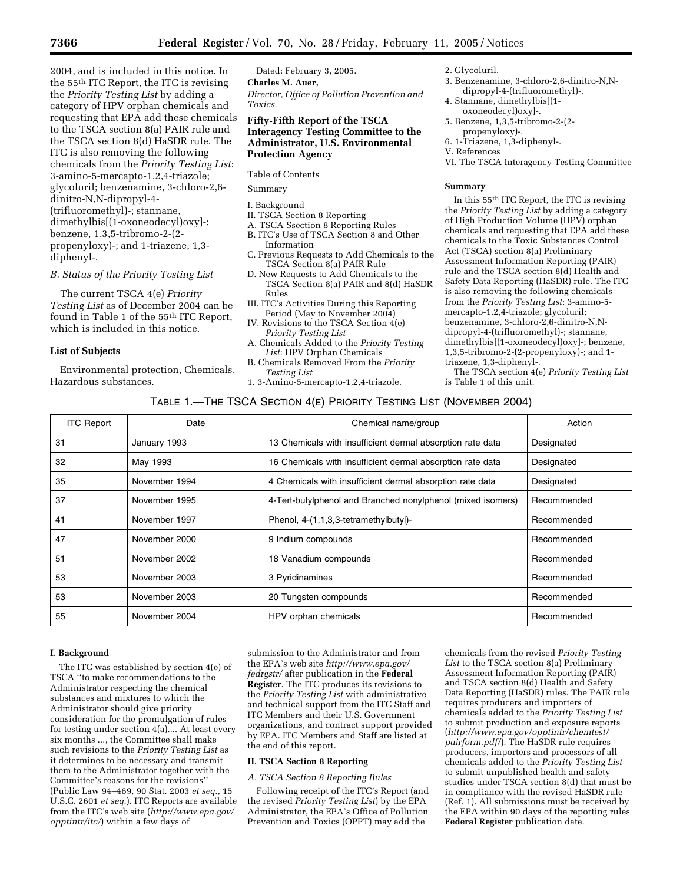2004, and is included in this notice. In the 55th ITC Report, the ITC is revising the *Priority Testing List* by adding a category of HPV orphan chemicals and requesting that EPA add these chemicals to the TSCA section 8(a) PAIR rule and the TSCA section 8(d) HaSDR rule. The ITC is also removing the following chemicals from the *Priority Testing List*: 3-amino-5-mercapto-1,2,4-triazole; glycoluril; benzenamine, 3-chloro-2,6-dinitro-N,N-dipropyl-4-(trifluoromethyl)-; stannane, dimethylbis[(1-oxoneodecyl)oxy]-; benzene, 1,3,5-tribromo-2-(2-propenyloxy)-; and 1-triazene, 1,3-diphenyl-.

*B. Status of the Priority Testing List*

The current TSCA 4(e) *Priority Testing List* as of December 2004 can be found in Table 1 of the 55th ITC Report, which is included in this notice.

**List of Subjects**

Environmental protection, Chemicals, Hazardous substances.

Dated: February 3, 2005.

**Charles M. Auer,**

*Director, Office of Pollution Prevention and Toxics.*

## Fifty-Fifth Report of the TSCA Interagency Testing Committee to the Administrator, U.S. Environmental Protection Agency

Table of Contents

Summary

I. Background
II. TSCA Section 8 Reporting
A. TSCA Ssection 8 Reporting Rules
B. ITC's Use of TSCA Section 8 and Other Information
C. Previous Requests to Add Chemicals to the TSCA Section 8(a) PAIR Rule
D. New Requests to Add Chemicals to the TSCA Section 8(a) PAIR and 8(d) HaSDR Rules
III. ITC's Activities During this Reporting Period (May to November 2004)
IV. Revisions to the TSCA Section 4(e) *Priority Testing List*
A. Chemicals Added to the *Priority Testing List*: HPV Orphan Chemicals
B. Chemicals Removed From the *Priority Testing List*
1. 3-Amino-5-mercapto-1,2,4-triazole.
2. Glycoluril.
3. Benzenamine, 3-chloro-2,6-dinitro-N,N-dipropyl-4-(trifluoromethyl)-.
4. Stannane, dimethylbis[(1-oxoneodecyl)oxy]-.
5. Benzene, 1,3,5-tribromo-2-(2-propenyloxy)-.
6. 1-Triazene, 1,3-diphenyl-.
V. References
VI. The TSCA Interagency Testing Committee

**Summary**

In this 55th ITC Report, the ITC is revising the *Priority Testing List* by adding a category of High Production Volume (HPV) orphan chemicals and requesting that EPA add these chemicals to the Toxic Substances Control Act (TSCA) section 8(a) Preliminary Assessment Information Reporting (PAIR) rule and the TSCA section 8(d) Health and Safety Data Reporting (HaSDR) rule. The ITC is also removing the following chemicals from the *Priority Testing List*: 3-amino-5-mercapto-1,2,4-triazole; glycoluril; benzenamine, 3-chloro-2,6-dinitro-N,N-dipropyl-4-(trifluoromethyl)-; stannane, dimethylbis[(1-oxoneodecyl)oxy]-; benzene, 1,3,5-tribromo-2-(2-propenyloxy)-; and 1-triazene, 1,3-diphenyl-.

The TSCA section 4(e) *Priority Testing List* is Table 1 of this unit.

TABLE 1.—THE TSCA SECTION 4(E) PRIORITY TESTING LIST (NOVEMBER 2004)

| ITC Report | Date | Chemical name/group | Action |
|---|---|---|---|
| 31 | January 1993 | 13 Chemicals with insufficient dermal absorption rate data | Designated |
| 32 | May 1993 | 16 Chemicals with insufficient dermal absorption rate data | Designated |
| 35 | November 1994 | 4 Chemicals with insufficient dermal absorption rate data | Designated |
| 37 | November 1995 | 4-Tert-butylphenol and Branched nonylphenol (mixed isomers) | Recommended |
| 41 | November 1997 | Phenol, 4-(1,1,3,3-tetramethylbutyl)- | Recommended |
| 47 | November 2000 | 9 Indium compounds | Recommended |
| 51 | November 2002 | 18 Vanadium compounds | Recommended |
| 53 | November 2003 | 3 Pyridinamines | Recommended |
| 53 | November 2003 | 20 Tungsten compounds | Recommended |
| 55 | November 2004 | HPV orphan chemicals | Recommended |

**I. Background**

The ITC was established by section 4(e) of TSCA "to make recommendations to the Administrator respecting the chemical substances and mixtures to which the Administrator should give priority consideration for the promulgation of rules for testing under section 4(a).... At least every six months ..., the Committee shall make such revisions to the *Priority Testing List* as it determines to be necessary and transmit them to the Administrator together with the Committee's reasons for the revisions" (Public Law 94–469, 90 Stat. 2003 *et seq.*, 15 U.S.C. 2601 *et seq.*). ITC Reports are available from the ITC's web site (*http://www.epa.gov/opptintr/itc/*) within a few days of submission to the Administrator and from the EPA's web site *http://www.epa.gov/fedrgstr/* after publication in the **Federal Register**. The ITC produces its revisions to the *Priority Testing List* with administrative and technical support from the ITC Staff and ITC Members and their U.S. Government organizations, and contract support provided by EPA. ITC Members and Staff are listed at the end of this report.

**II. TSCA Section 8 Reporting**

*A. TSCA Section 8 Reporting Rules*

Following receipt of the ITC's Report (and the revised *Priority Testing List*) by the EPA Administrator, the EPA's Office of Pollution Prevention and Toxics (OPPT) may add the chemicals from the revised *Priority Testing List* to the TSCA section 8(a) Preliminary Assessment Information Reporting (PAIR) and TSCA section 8(d) Health and Safety Data Reporting (HaSDR) rules. The PAIR rule requires producers and importers of chemicals added to the *Priority Testing List* to submit production and exposure reports (*http://www.epa.gov/opptintr/chemtest/pairform.pdf/*). The HaSDR rule requires producers, importers and processors of all chemicals added to the *Priority Testing List* to submit unpublished health and safety studies under TSCA section 8(d) that must be in compliance with the revised HaSDR rule (Ref. 1). All submissions must be received by the EPA within 90 days of the reporting rules **Federal Register** publication date.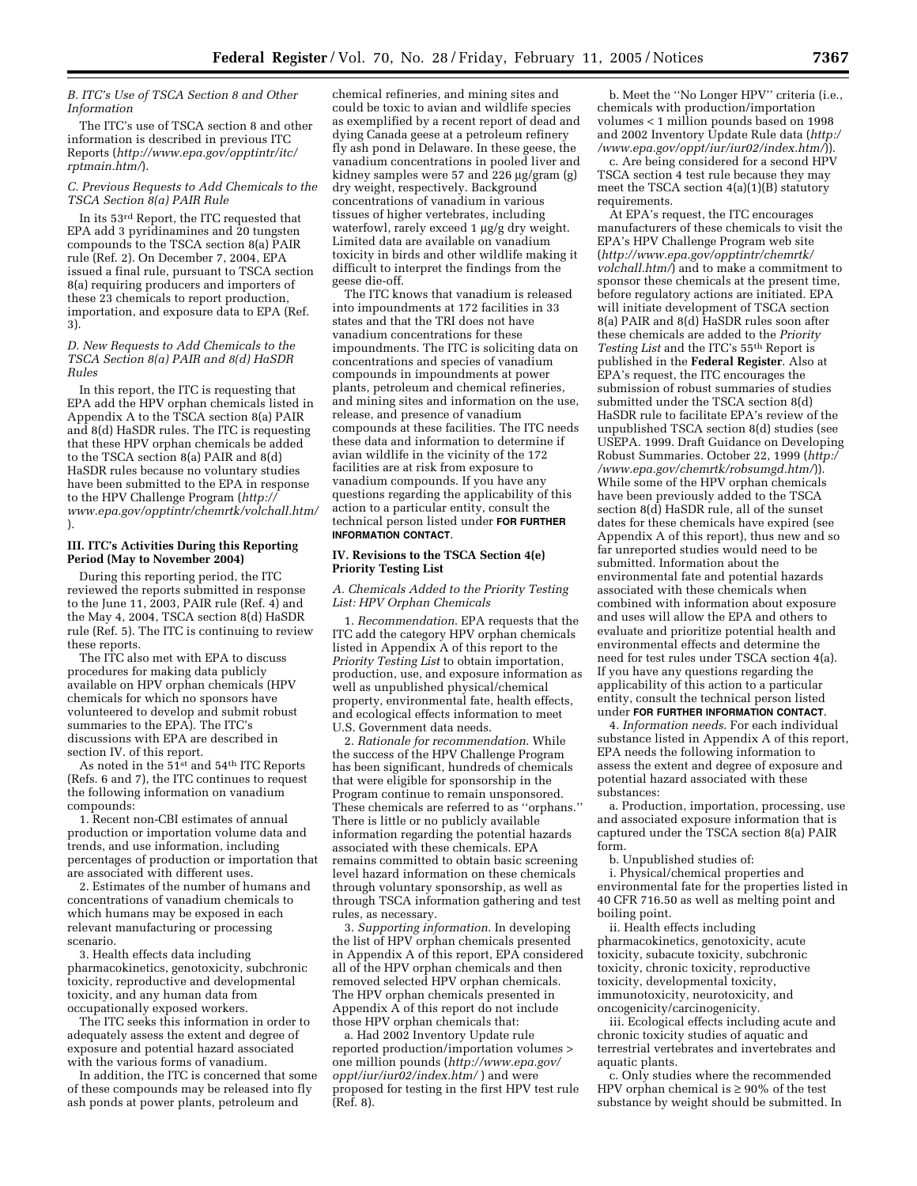### B. ITC's Use of TSCA Section 8 and Other Information

The ITC's use of TSCA section 8 and other information is described in previous ITC Reports (*http://www.epa.gov/opptintr/itc/rptmain.htm/*).

### C. Previous Requests to Add Chemicals to the TSCA Section 8(a) PAIR Rule

In its 53rd Report, the ITC requested that EPA add 3 pyridinamines and 20 tungsten compounds to the TSCA section 8(a) PAIR rule (Ref. 2). On December 7, 2004, EPA issued a final rule, pursuant to TSCA section 8(a) requiring producers and importers of these 23 chemicals to report production, importation, and exposure data to EPA (Ref. 3).

### D. New Requests to Add Chemicals to the TSCA Section 8(a) PAIR and 8(d) HaSDR Rules

In this report, the ITC is requesting that EPA add the HPV orphan chemicals listed in Appendix A to the TSCA section 8(a) PAIR and 8(d) HaSDR rules. The ITC is requesting that these HPV orphan chemicals be added to the TSCA section 8(a) PAIR and 8(d) HaSDR rules because no voluntary studies have been submitted to the EPA in response to the HPV Challenge Program (*http://www.epa.gov/opptintr/chemrtk/volchall.htm/*).

## III. ITC's Activities During this Reporting Period (May to November 2004)

During this reporting period, the ITC reviewed the reports submitted in response to the June 11, 2003, PAIR rule (Ref. 4) and the May 4, 2004, TSCA section 8(d) HaSDR rule (Ref. 5). The ITC is continuing to review these reports.

The ITC also met with EPA to discuss procedures for making data publicly available on HPV orphan chemicals (HPV chemicals for which no sponsors have volunteered to develop and submit robust summaries to the EPA). The ITC's discussions with EPA are described in section IV. of this report.

As noted in the 51st and 54th ITC Reports (Refs. 6 and 7), the ITC continues to request the following information on vanadium compounds:

1. Recent non-CBI estimates of annual production or importation volume data and trends, and use information, including percentages of production or importation that are associated with different uses.

2. Estimates of the number of humans and concentrations of vanadium chemicals to which humans may be exposed in each relevant manufacturing or processing scenario.

3. Health effects data including pharmacokinetics, genotoxicity, subchronic toxicity, reproductive and developmental toxicity, and any human data from occupationally exposed workers.

The ITC seeks this information in order to adequately assess the extent and degree of exposure and potential hazard associated with the various forms of vanadium.

In addition, the ITC is concerned that some of these compounds may be released into fly ash ponds at power plants, petroleum and chemical refineries, and mining sites and could be toxic to avian and wildlife species as exemplified by a recent report of dead and dying Canada geese at a petroleum refinery fly ash pond in Delaware. In these geese, the vanadium concentrations in pooled liver and kidney samples were 57 and 226 µg/gram (g) dry weight, respectively. Background concentrations of vanadium in various tissues of higher vertebrates, including waterfowl, rarely exceed 1 µg/g dry weight. Limited data are available on vanadium toxicity in birds and other wildlife making it difficult to interpret the findings from the geese die-off.

The ITC knows that vanadium is released into impoundments at 172 facilities in 33 states and that the TRI does not have vanadium concentrations for these impoundments. The ITC is soliciting data on concentrations and species of vanadium compounds in impoundments at power plants, petroleum and chemical refineries, and mining sites and information on the use, release, and presence of vanadium compounds at these facilities. The ITC needs these data and information to determine if avian wildlife in the vicinity of the 172 facilities are at risk from exposure to vanadium compounds. If you have any questions regarding the applicability of this action to a particular entity, consult the technical person listed under **FOR FURTHER INFORMATION CONTACT**.

## IV. Revisions to the TSCA Section 4(e) Priority Testing List

### A. Chemicals Added to the Priority Testing List: HPV Orphan Chemicals

1. *Recommendation*. EPA requests that the ITC add the category HPV orphan chemicals listed in Appendix A of this report to the *Priority Testing List* to obtain importation, production, use, and exposure information as well as unpublished physical/chemical property, environmental fate, health effects, and ecological effects information to meet U.S. Government data needs.

2. *Rationale for recommendation*. While the success of the HPV Challenge Program has been significant, hundreds of chemicals that were eligible for sponsorship in the Program continue to remain unsponsored. These chemicals are referred to as "orphans." There is little or no publicly available information regarding the potential hazards associated with these chemicals. EPA remains committed to obtain basic screening level hazard information on these chemicals through voluntary sponsorship, as well as through TSCA information gathering and test rules, as necessary.

3. *Supporting information*. In developing the list of HPV orphan chemicals presented in Appendix A of this report, EPA considered all of the HPV orphan chemicals and then removed selected HPV orphan chemicals. The HPV orphan chemicals presented in Appendix A of this report do not include those HPV orphan chemicals that:

a. Had 2002 Inventory Update rule reported production/importation volumes > one million pounds (*http://www.epa.gov/oppt/iur/iur02/index.htm/* ) and were proposed for testing in the first HPV test rule (Ref. 8).

b. Meet the "No Longer HPV" criteria (i.e., chemicals with production/importation volumes < 1 million pounds based on 1998 and 2002 Inventory Update Rule data (*http://www.epa.gov/oppt/iur/iur02/index.htm/*)).

c. Are being considered for a second HPV TSCA section 4 test rule because they may meet the TSCA section 4(a)(1)(B) statutory requirements.

At EPA's request, the ITC encourages manufacturers of these chemicals to visit the EPA's HPV Challenge Program web site (*http://www.epa.gov/opptintr/chemrtk/volchall.htm/*) and to make a commitment to sponsor these chemicals at the present time, before regulatory actions are initiated. EPA will initiate development of TSCA section 8(a) PAIR and 8(d) HaSDR rules soon after these chemicals are added to the *Priority Testing List* and the ITC's 55th Report is published in the **Federal Register**. Also at EPA's request, the ITC encourages the submission of robust summaries of studies submitted under the TSCA section 8(d) HaSDR rule to facilitate EPA's review of the unpublished TSCA section 8(d) studies (see USEPA. 1999. Draft Guidance on Developing Robust Summaries. October 22, 1999 (*http://www.epa.gov/chemrtk/robsumgd.htm/*)). While some of the HPV orphan chemicals have been previously added to the TSCA section 8(d) HaSDR rule, all of the sunset dates for these chemicals have expired (see Appendix A of this report), thus new and so far unreported studies would need to be submitted. Information about the environmental fate and potential hazards associated with these chemicals when combined with information about exposure and uses will allow the EPA and others to evaluate and prioritize potential health and environmental effects and determine the need for test rules under TSCA section 4(a). If you have any questions regarding the applicability of this action to a particular entity, consult the technical person listed under **FOR FURTHER INFORMATION CONTACT**.

4. *Information needs*. For each individual substance listed in Appendix A of this report, EPA needs the following information to assess the extent and degree of exposure and potential hazard associated with these substances:

a. Production, importation, processing, use and associated exposure information that is captured under the TSCA section 8(a) PAIR form.

b. Unpublished studies of:

i. Physical/chemical properties and environmental fate for the properties listed in 40 CFR 716.50 as well as melting point and boiling point.

ii. Health effects including pharmacokinetics, genotoxicity, acute toxicity, subacute toxicity, subchronic toxicity, chronic toxicity, reproductive toxicity, developmental toxicity, immunotoxicity, neurotoxicity, and oncogenicity/carcinogenicity.

iii. Ecological effects including acute and chronic toxicity studies of aquatic and terrestrial vertebrates and invertebrates and aquatic plants.

c. Only studies where the recommended HPV orphan chemical is ≥ 90% of the test substance by weight should be submitted. In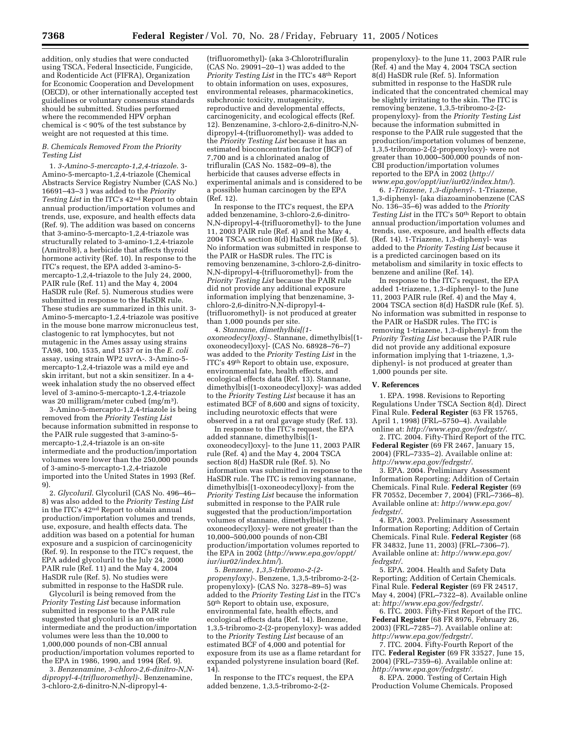addition, only studies that were conducted using TSCA, Federal Insecticide, Fungicide, and Rodenticide Act (FIFRA), Organization for Economic Cooperation and Development (OECD), or other internationally accepted test guidelines or voluntary consensus standards should be submitted. Studies performed where the recommended HPV orphan chemical is < 90% of the test substance by weight are not requested at this time.

### B. Chemicals Removed From the Priority Testing List

1. *3-Amino-5-mercapto-1,2,4-triazole*. 3-Amino-5-mercapto-1,2,4-triazole (Chemical Abstracts Service Registry Number (CAS No.) 16691–43–3 ) was added to the *Priority Testing List* in the ITC's 42nd Report to obtain annual production/importation volumes and trends, use, exposure, and health effects data (Ref. 9). The addition was based on concerns that 3-amino-5-mercapto-1,2,4-triazole was structurally related to 3-amino-1,2,4-triazole (Amitrol®), a herbicide that affects thyroid hormone activity (Ref. 10). In response to the ITC's request, the EPA added 3-amino-5-mercapto-1,2,4-triazole to the July 24, 2000, PAIR rule (Ref. 11) and the May 4, 2004 HaSDR rule (Ref. 5). Numerous studies were submitted in response to the HaSDR rule. These studies are summarized in this unit. 3-Amino-5-mercapto-1,2,4-triazole was positive in the mouse bone marrow micronucleus test, clastogenic to rat lymphocytes, but not mutagenic in the Ames assay using strains TA98, 100, 1535, and 1537 or in the *E. coli* assay, using strain WP2 uvrA-. 3-Amino-5-mercapto-1,2,4-triazole was a mild eye and skin irritant, but not a skin sensitizer. In a 4-week inhalation study the no observed effect level of 3-amino-5-mercapto-1,2,4-triazole was 20 milligram/meter cubed (mg/m$^3$).

3-Amino-5-mercapto-1,2,4-triazole is being removed from the *Priority Testing List* because information submitted in response to the PAIR rule suggested that 3-amino-5-mercapto-1,2,4-triazole is an on-site intermediate and the production/importation volumes were lower than the 250,000 pounds of 3-amino-5-mercapto-1,2,4-triazole imported into the United States in 1993 (Ref. 9).

2. *Glycoluril*. Glycoluril (CAS No. 496–46–8) was also added to the *Priority Testing List* in the ITC's 42nd Report to obtain annual production/importation volumes and trends, use, exposure, and health effects data. The addition was based on a potential for human exposure and a suspicion of carcinogenicity (Ref. 9). In response to the ITC's request, the EPA added glycoluril to the July 24, 2000 PAIR rule (Ref. 11) and the May 4, 2004 HaSDR rule (Ref. 5). No studies were submitted in response to the HaSDR rule.

Glycoluril is being removed from the *Priority Testing List* because information submitted in response to the PAIR rule suggested that glycoluril is an on-site intermediate and the production/importation volumes were less than the 10,000 to 1,000,000 pounds of non-CBI annual production/importation volumes reported to the EPA in 1986, 1990, and 1994 (Ref. 9).

3. *Benzenamine, 3-chloro-2,6-dinitro-N,N-dipropyl-4-(trifluoromethyl)-*. Benzenamine, 3-chloro-2,6-dinitro-N,N-dipropyl-4-(trifluoromethyl)- (aka 3-Chlorotrifluralin (CAS No. 29091–20–1) was added to the *Priority Testing List* in the ITC's 48th Report to obtain information on uses, exposures, environmental releases, pharmacokinetics, subchronic toxicity, mutagenicity, reproductive and developmental effects, carcinogenicity, and ecological effects (Ref. 12). Benzenamine, 3-chloro-2,6-dinitro-N,N-dipropyl-4-(trifluoromethyl)- was added to the *Priority Testing List* because it has an estimated bioconcentration factor (BCF) of 7,700 and is a chlorinated analog of trifluralin (CAS No. 1582–09–8), the herbicide that causes adverse effects in experimental animals and is considered to be a possible human carcinogen by the EPA (Ref. 12).

In response to the ITC's request, the EPA added benzenamine, 3-chloro-2,6-dinitro-N,N-dipropyl-4-(trifluoromethyl)- to the June 11, 2003 PAIR rule (Ref. 4) and the May 4, 2004 TSCA section 8(d) HaSDR rule (Ref. 5). No information was submitted in response to the PAIR or HaSDR rules. The ITC is removing benzenamine, 3-chloro-2,6-dinitro-N,N-dipropyl-4-(trifluoromethyl)- from the *Priority Testing List* because the PAIR rule did not provide any additional exposure information implying that benzenamine, 3-chloro-2,6-dinitro-N,N-dipropyl-4-(trifluoromethyl)- is not produced at greater than 1,000 pounds per site.

4. *Stannane, dimethylbis[(1-oxoneodecyl)oxy]-*. Stannane, dimethylbis[(1-oxoneodecyl)oxy]- (CAS No. 68928–76–7) was added to the *Priority Testing List* in the ITC's 49th Report to obtain use, exposure, environmental fate, health effects, and ecological effects data (Ref. 13). Stannane, dimethylbis[(1-oxoneodecyl)oxy]- was added to the *Priority Testing List* because it has an estimated BCF of 8,600 and signs of toxicity, including neurotoxic effects that were observed in a rat oral gavage study (Ref. 13).

In response to the ITC's request, the EPA added stannane, dimethylbis[(1-oxoneodecyl)oxy]- to the June 11, 2003 PAIR rule (Ref. 4) and the May 4, 2004 TSCA section 8(d) HaSDR rule (Ref. 5). No information was submitted in response to the HaSDR rule. The ITC is removing stannane, dimethylbis[(1-oxoneodecyl)oxy]- from the *Priority Testing List* because the information submitted in response to the PAIR rule suggested that the production/importation volumes of stannane, dimethylbis[(1-oxoneodecyl)oxy]- were not greater than the 10,000–500,000 pounds of non-CBI production/importation volumes reported to the EPA in 2002 (*http://www.epa.gov/oppt/iur/iur02/index.htm/*).

5. *Benzene, 1,3,5-tribromo-2-(2-propenyloxy)-*. Benzene, 1,3,5-tribromo-2-(2-propenyloxy)- (CAS No. 3278–89–5) was added to the *Priority Testing List* in the ITC's 50th Report to obtain use, exposure, environmental fate, health effects, and ecological effects data (Ref. 14). Benzene, 1,3,5-tribromo-2-(2-propenyloxy)- was added to the *Priority Testing List* because of an estimated BCF of 4,000 and potential for exposure from its use as a flame retardant for expanded polystyrene insulation board (Ref. 14).

In response to the ITC's request, the EPA added benzene, 1,3,5-tribromo-2-(2-propenyloxy)- to the June 11, 2003 PAIR rule (Ref. 4) and the May 4, 2004 TSCA section 8(d) HaSDR rule (Ref. 5). Information submitted in response to the HaSDR rule indicated that the concentrated chemical may be slightly irritating to the skin. The ITC is removing benzene, 1,3,5-tribromo-2-(2-propenyloxy)- from the *Priority Testing List* because the information submitted in response to the PAIR rule suggested that the production/importation volumes of benzene, 1,3,5-tribromo-2-(2-propenyloxy)- were not greater than 10,000–500,000 pounds of non-CBI production/importation volumes reported to the EPA in 2002 (*http://www.epa.gov/oppt/iur/iur02/index.htm/*).

6. *1-Triazene, 1,3-diphenyl-*. 1-Triazene, 1,3-diphenyl- (aka diazoaminobenzene (CAS No. 136–35–6) was added to the *Priority Testing List* in the ITC's 50th Report to obtain annual production/importation volumes and trends, use, exposure, and health effects data (Ref. 14). 1-Triazene, 1,3-diphenyl- was added to the *Priority Testing List* because it is a predicted carcinogen based on its metabolism and similarity in toxic effects to benzene and aniline (Ref. 14).

In response to the ITC's request, the EPA added 1-triazene, 1,3-diphenyl- to the June 11, 2003 PAIR rule (Ref. 4) and the May 4, 2004 TSCA section 8(d) HaSDR rule (Ref. 5). No information was submitted in response to the PAIR or HaSDR rules. The ITC is removing 1-triazene, 1,3-diphenyl- from the *Priority Testing List* because the PAIR rule did not provide any additional exposure information implying that 1-triazene, 1,3-diphenyl- is not produced at greater than 1,000 pounds per site.

## V. References

1. EPA. 1998. Revisions to Reporting Regulations Under TSCA Section 8(d). Direct Final Rule. **Federal Register** (63 FR 15765, April 1, 1998) (FRL–5750–4). Available online at: *http://www.epa.gov/fedrgstr/*.

2. ITC. 2004. Fifty-Third Report of the ITC. **Federal Register** (69 FR 2467, January 15, 2004) (FRL–7335–2). Available online at: *http://www.epa.gov/fedrgstr/*.

3. EPA. 2004. Preliminary Assessment Information Reporting; Addition of Certain Chemicals. Final Rule. **Federal Register** (69 FR 70552, December 7, 2004) (FRL–7366–8). Available online at: *http://www.epa.gov/fedrgstr/*.

4. EPA. 2003. Preliminary Assessment Information Reporting; Addition of Certain Chemicals. Final Rule. **Federal Register** (68 FR 34832, June 11, 2003) (FRL–7306–7). Available online at: *http://www.epa.gov/fedrgstr/*.

5. EPA. 2004. Health and Safety Data Reporting; Addition of Certain Chemicals. Final Rule. **Federal Register** (69 FR 24517, May 4, 2004) (FRL–7322–8). Available online at: *http://www.epa.gov/fedrgstr/*.

6. ITC. 2003. Fifty-First Report of the ITC. **Federal Register** (68 FR 8976, February 26, 2003) (FRL–7285–7). Available online at: *http://www.epa.gov/fedrgstr/*.

7. ITC. 2004. Fifty-Fourth Report of the ITC. **Federal Register** (69 FR 33527, June 15, 2004) (FRL–7359–6). Available online at: *http://www.epa.gov/fedrgstr/*.

8. EPA. 2000. Testing of Certain High Production Volume Chemicals. Proposed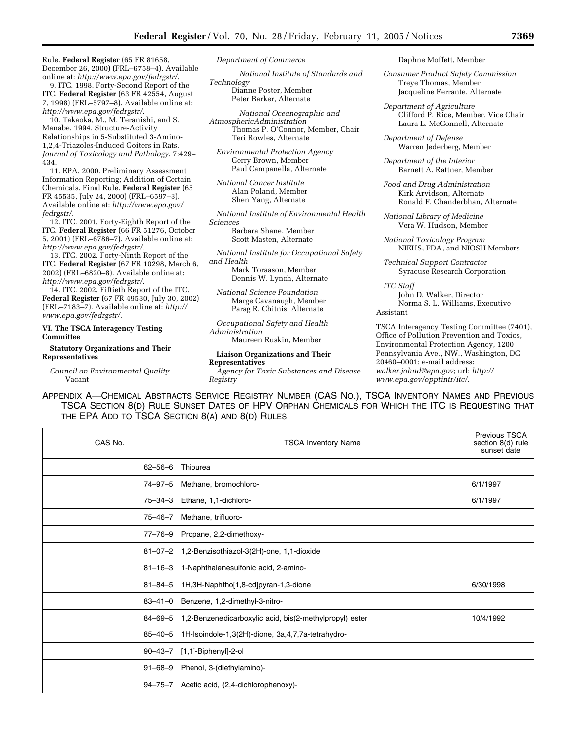Rule. **Federal Register** (65 FR 81658, December 26, 2000) (FRL–6758–4). Available online at: *http://www.epa.gov/fedrgstr/*.

9. ITC. 1998. Forty-Second Report of the ITC. **Federal Register** (63 FR 42554, August 7, 1998) (FRL–5797–8). Available online at: *http://www.epa.gov/fedrgstr/*.

10. Takaoka, M., M. Teranishi, and S. Manabe. 1994. Structure-Activity Relationships in 5-Substituted 3-Amino-1,2,4-Triazoles-Induced Goiters in Rats. *Journal of Toxicology and Pathology*. 7:429–434.

11. EPA. 2000. Preliminary Assessment Information Reporting; Addition of Certain Chemicals. Final Rule. **Federal Register** (65 FR 45535, July 24, 2000) (FRL–6597–3). Available online at: *http://www.epa.gov/fedrgstr/*.

12. ITC. 2001. Forty-Eighth Report of the ITC. **Federal Register** (66 FR 51276, October 5, 2001) (FRL–6786–7). Available online at: *http://www.epa.gov/fedrgstr/*.

13. ITC. 2002. Forty-Ninth Report of the ITC. **Federal Register** (67 FR 10298, March 6, 2002) (FRL–6820–8). Available online at: *http://www.epa.gov/fedrgstr/*.

14. ITC. 2002. Fiftieth Report of the ITC. **Federal Register** (67 FR 49530, July 30, 2002) (FRL–7183–7). Available online at: *http://www.epa.gov/fedrgstr/*.

## VI. The TSCA Interagency Testing Committee

### Statutory Organizations and Their Representatives

*Council on Environmental Quality*
Vacant

*Department of Commerce*

*National Institute of Standards and Technology*
Dianne Poster, Member
Peter Barker, Alternate

*National Oceanographic and AtmosphericAdministration*
Thomas P. O'Connor, Member, Chair
Teri Rowles, Alternate

*Environmental Protection Agency*
Gerry Brown, Member
Paul Campanella, Alternate

*National Cancer Institute*
Alan Poland, Member
Shen Yang, Alternate

*National Institute of Environmental Health Sciences*
Barbara Shane, Member
Scott Masten, Alternate

*National Institute for Occupational Safety and Health*
Mark Toraason, Member
Dennis W. Lynch, Alternate

*National Science Foundation*
Marge Cavanaugh, Member
Parag R. Chitnis, Alternate

*Occupational Safety and Health Administration*
Maureen Ruskin, Member

### Liaison Organizations and Their Representatives

*Agency for Toxic Substances and Disease Registry*
Daphne Moffett, Member

*Consumer Product Safety Commission*
Treye Thomas, Member
Jacqueline Ferrante, Alternate

*Department of Agriculture*
Clifford P. Rice, Member, Vice Chair
Laura L. McConnell, Alternate

*Department of Defense*
Warren Jederberg, Member

*Department of the Interior*
Barnett A. Rattner, Member

*Food and Drug Administration*
Kirk Arvidson, Alternate
Ronald F. Chanderbhan, Alternate

*National Library of Medicine*
Vera W. Hudson, Member

*National Toxicology Program*
NIEHS, FDA, and NIOSH Members

*Technical Support Contractor*
Syracuse Research Corporation

*ITC Staff*
John D. Walker, Director
Norma S. L. Williams, Executive Assistant

TSCA Interagency Testing Committee (7401), Office of Pollution Prevention and Toxics, Environmental Protection Agency, 1200 Pennsylvania Ave., NW., Washington, DC 20460–0001; e-mail address: *walker.johnd@epa.gov*; url: *http://www.epa.gov/opptintr/itc/*.

APPENDIX A—CHEMICAL ABSTRACTS SERVICE REGISTRY NUMBER (CAS NO.), TSCA INVENTORY NAMES AND PREVIOUS TSCA SECTION 8(D) RULE SUNSET DATES OF HPV ORPHAN CHEMICALS FOR WHICH THE ITC IS REQUESTING THAT THE EPA ADD TO TSCA SECTION 8(A) AND 8(D) RULES

| CAS No. | TSCA Inventory Name | Previous TSCA section 8(d) rule sunset date |
|---|---|---|
| 62–56–6 | Thiourea | |
| 74–97–5 | Methane, bromochloro- | 6/1/1997 |
| 75–34–3 | Ethane, 1,1-dichloro- | 6/1/1997 |
| 75–46–7 | Methane, trifluoro- | |
| 77–76–9 | Propane, 2,2-dimethoxy- | |
| 81–07–2 | 1,2-Benzisothiazol-3(2H)-one, 1,1-dioxide | |
| 81–16–3 | 1-Naphthalenesulfonic acid, 2-amino- | |
| 81–84–5 | 1H,3H-Naphtho[1,8-cd]pyran-1,3-dione | 6/30/1998 |
| 83–41–0 | Benzene, 1,2-dimethyl-3-nitro- | |
| 84–69–5 | 1,2-Benzenedicarboxylic acid, bis(2-methylpropyl) ester | 10/4/1992 |
| 85–40–5 | 1H-Isoindole-1,3(2H)-dione, 3a,4,7,7a-tetrahydro- | |
| 90–43–7 | [1,1'-Biphenyl]-2-ol | |
| 91–68–9 | Phenol, 3-(diethylamino)- | |
| 94–75–7 | Acetic acid, (2,4-dichlorophenoxy)- | |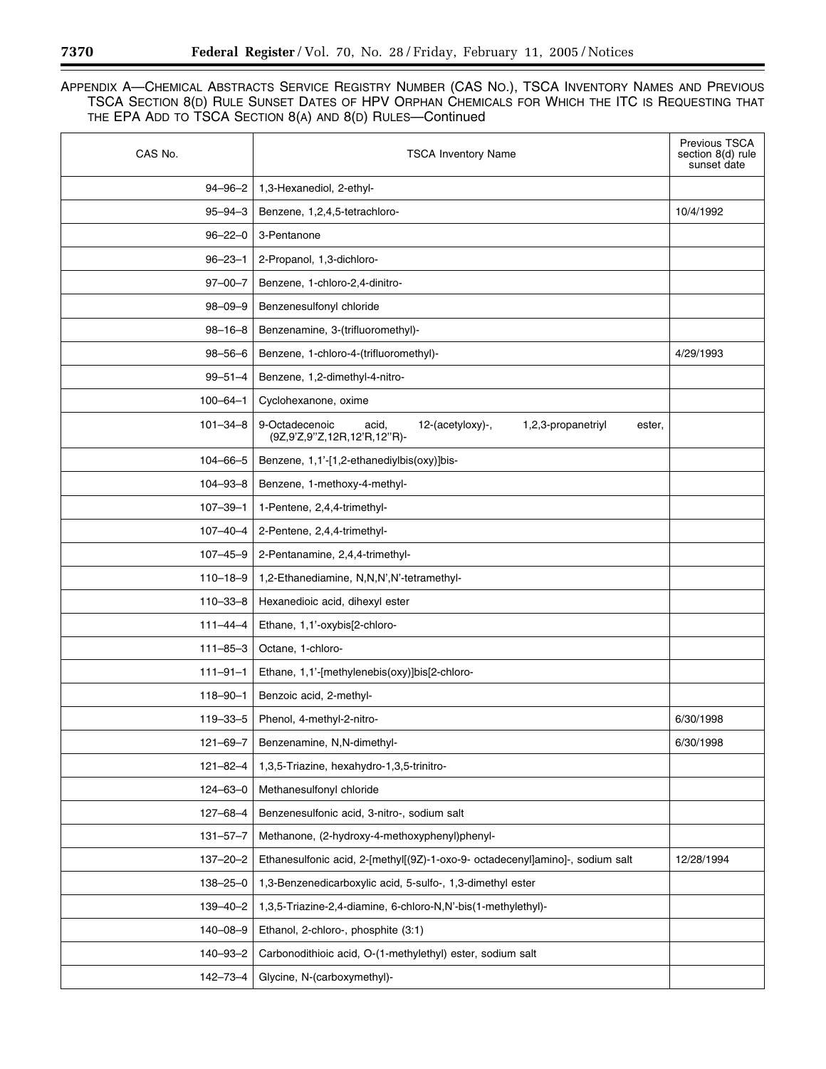APPENDIX A—CHEMICAL ABSTRACTS SERVICE REGISTRY NUMBER (CAS NO.), TSCA INVENTORY NAMES AND PREVIOUS TSCA SECTION 8(D) RULE SUNSET DATES OF HPV ORPHAN CHEMICALS FOR WHICH THE ITC IS REQUESTING THAT THE EPA ADD TO TSCA SECTION 8(A) AND 8(D) RULES—Continued

| CAS No. | TSCA Inventory Name | Previous TSCA section 8(d) rule sunset date |
|---|---|---|
| 94–96–2 | 1,3-Hexanediol, 2-ethyl- | |
| 95–94–3 | Benzene, 1,2,4,5-tetrachloro- | 10/4/1992 |
| 96–22–0 | 3-Pentanone | |
| 96–23–1 | 2-Propanol, 1,3-dichloro- | |
| 97–00–7 | Benzene, 1-chloro-2,4-dinitro- | |
| 98–09–9 | Benzenesulfonyl chloride | |
| 98–16–8 | Benzenamine, 3-(trifluoromethyl)- | |
| 98–56–6 | Benzene, 1-chloro-4-(trifluoromethyl)- | 4/29/1993 |
| 99–51–4 | Benzene, 1,2-dimethyl-4-nitro- | |
| 100–64–1 | Cyclohexanone, oxime | |
| 101–34–8 | 9-Octadecenoic acid, 12-(acetyloxy)-, 1,2,3-propanetriyl ester, (9Z,9'Z,9''Z,12R,12'R,12''R)- | |
| 104–66–5 | Benzene, 1,1'-[1,2-ethanediylbis(oxy)]bis- | |
| 104–93–8 | Benzene, 1-methoxy-4-methyl- | |
| 107–39–1 | 1-Pentene, 2,4,4-trimethyl- | |
| 107–40–4 | 2-Pentene, 2,4,4-trimethyl- | |
| 107–45–9 | 2-Pentanamine, 2,4,4-trimethyl- | |
| 110–18–9 | 1,2-Ethanediamine, N,N,N',N'-tetramethyl- | |
| 110–33–8 | Hexanedioic acid, dihexyl ester | |
| 111–44–4 | Ethane, 1,1'-oxybis[2-chloro- | |
| 111–85–3 | Octane, 1-chloro- | |
| 111–91–1 | Ethane, 1,1'-[methylenebis(oxy)]bis[2-chloro- | |
| 118–90–1 | Benzoic acid, 2-methyl- | |
| 119–33–5 | Phenol, 4-methyl-2-nitro- | 6/30/1998 |
| 121–69–7 | Benzenamine, N,N-dimethyl- | 6/30/1998 |
| 121–82–4 | 1,3,5-Triazine, hexahydro-1,3,5-trinitro- | |
| 124–63–0 | Methanesulfonyl chloride | |
| 127–68–4 | Benzenesulfonic acid, 3-nitro-, sodium salt | |
| 131–57–7 | Methanone, (2-hydroxy-4-methoxyphenyl)phenyl- | |
| 137–20–2 | Ethanesulfonic acid, 2-[methyl[(9Z)-1-oxo-9- octadecenyl]amino]-, sodium salt | 12/28/1994 |
| 138–25–0 | 1,3-Benzenedicarboxylic acid, 5-sulfo-, 1,3-dimethyl ester | |
| 139–40–2 | 1,3,5-Triazine-2,4-diamine, 6-chloro-N,N'-bis(1-methylethyl)- | |
| 140–08–9 | Ethanol, 2-chloro-, phosphite (3:1) | |
| 140–93–2 | Carbonodithioic acid, O-(1-methylethyl) ester, sodium salt | |
| 142–73–4 | Glycine, N-(carboxymethyl)- | |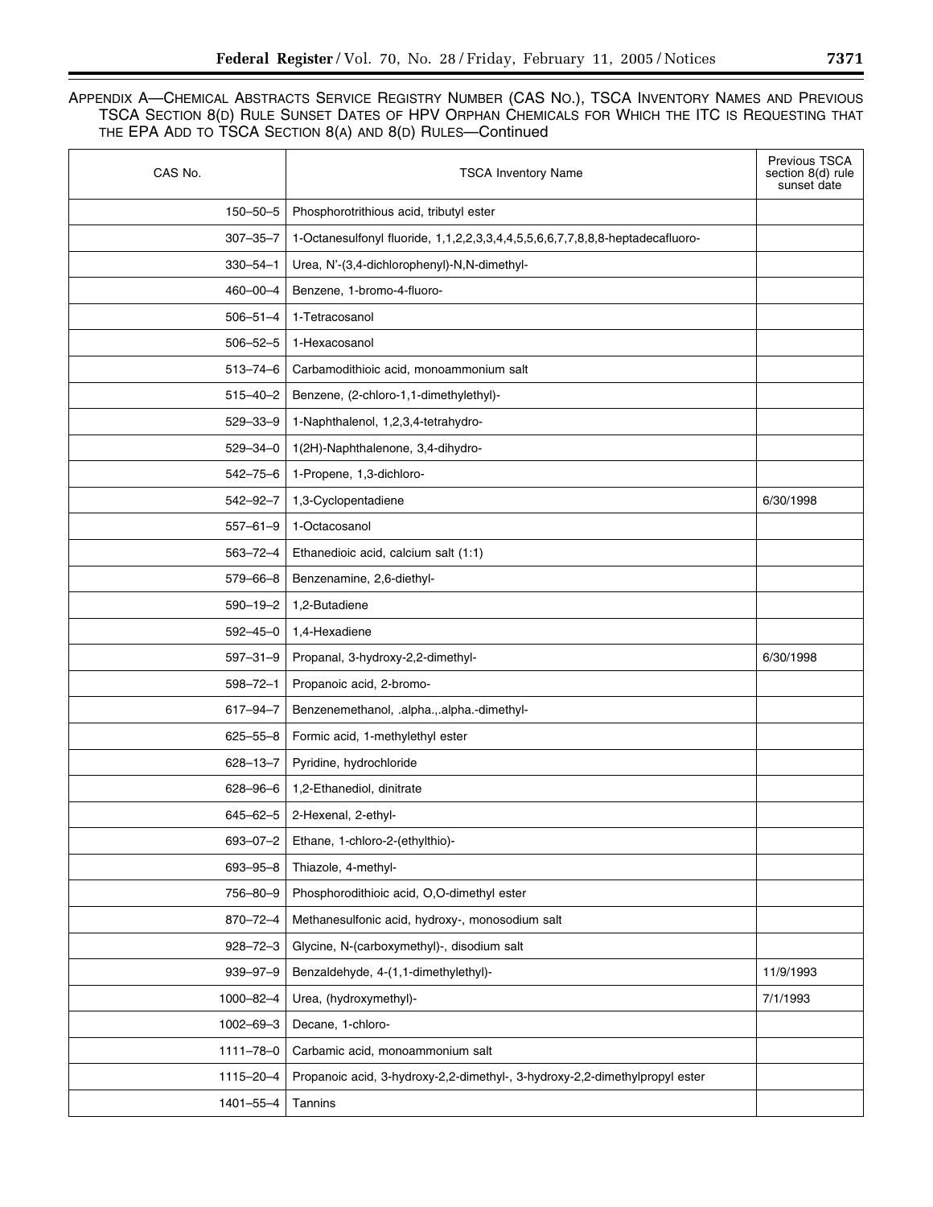APPENDIX A—CHEMICAL ABSTRACTS SERVICE REGISTRY NUMBER (CAS NO.), TSCA INVENTORY NAMES AND PREVIOUS TSCA SECTION 8(D) RULE SUNSET DATES OF HPV ORPHAN CHEMICALS FOR WHICH THE ITC IS REQUESTING THAT THE EPA ADD TO TSCA SECTION 8(A) AND 8(D) RULES—Continued

| CAS No. | TSCA Inventory Name | Previous TSCA section 8(d) rule sunset date |
|---|---|---|
| 150–50–5 | Phosphorotrithious acid, tributyl ester | |
| 307–35–7 | 1-Octanesulfonyl fluoride, 1,1,2,2,3,3,4,4,5,5,6,6,7,7,8,8,8-heptadecafluoro- | |
| 330–54–1 | Urea, N'-(3,4-dichlorophenyl)-N,N-dimethyl- | |
| 460–00–4 | Benzene, 1-bromo-4-fluoro- | |
| 506–51–4 | 1-Tetracosanol | |
| 506–52–5 | 1-Hexacosanol | |
| 513–74–6 | Carbamodithioic acid, monoammonium salt | |
| 515–40–2 | Benzene, (2-chloro-1,1-dimethylethyl)- | |
| 529–33–9 | 1-Naphthalenol, 1,2,3,4-tetrahydro- | |
| 529–34–0 | 1(2H)-Naphthalenone, 3,4-dihydro- | |
| 542–75–6 | 1-Propene, 1,3-dichloro- | |
| 542–92–7 | 1,3-Cyclopentadiene | 6/30/1998 |
| 557–61–9 | 1-Octacosanol | |
| 563–72–4 | Ethanedioic acid, calcium salt (1:1) | |
| 579–66–8 | Benzenamine, 2,6-diethyl- | |
| 590–19–2 | 1,2-Butadiene | |
| 592–45–0 | 1,4-Hexadiene | |
| 597–31–9 | Propanal, 3-hydroxy-2,2-dimethyl- | 6/30/1998 |
| 598–72–1 | Propanoic acid, 2-bromo- | |
| 617–94–7 | Benzenemethanol, .alpha.,.alpha.-dimethyl- | |
| 625–55–8 | Formic acid, 1-methylethyl ester | |
| 628–13–7 | Pyridine, hydrochloride | |
| 628–96–6 | 1,2-Ethanediol, dinitrate | |
| 645–62–5 | 2-Hexenal, 2-ethyl- | |
| 693–07–2 | Ethane, 1-chloro-2-(ethylthio)- | |
| 693–95–8 | Thiazole, 4-methyl- | |
| 756–80–9 | Phosphorodithioic acid, O,O-dimethyl ester | |
| 870–72–4 | Methanesulfonic acid, hydroxy-, monosodium salt | |
| 928–72–3 | Glycine, N-(carboxymethyl)-, disodium salt | |
| 939–97–9 | Benzaldehyde, 4-(1,1-dimethylethyl)- | 11/9/1993 |
| 1000–82–4 | Urea, (hydroxymethyl)- | 7/1/1993 |
| 1002–69–3 | Decane, 1-chloro- | |
| 1111–78–0 | Carbamic acid, monoammonium salt | |
| 1115–20–4 | Propanoic acid, 3-hydroxy-2,2-dimethyl-, 3-hydroxy-2,2-dimethylpropyl ester | |
| 1401–55–4 | Tannins | |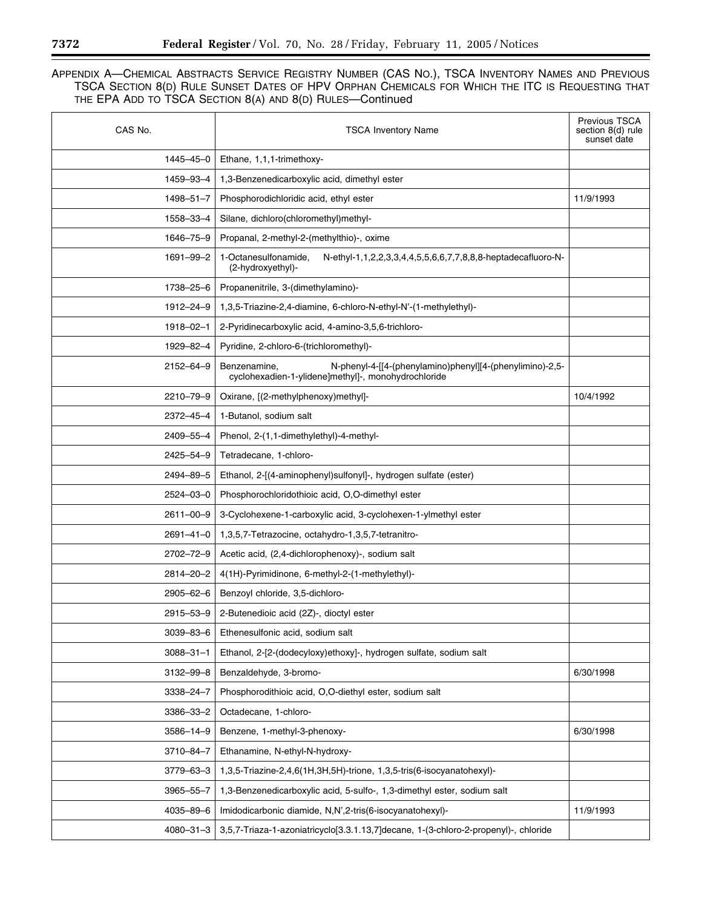APPENDIX A—CHEMICAL ABSTRACTS SERVICE REGISTRY NUMBER (CAS NO.), TSCA INVENTORY NAMES AND PREVIOUS TSCA SECTION 8(D) RULE SUNSET DATES OF HPV ORPHAN CHEMICALS FOR WHICH THE ITC IS REQUESTING THAT THE EPA ADD TO TSCA SECTION 8(A) AND 8(D) RULES—Continued

| CAS No. | TSCA Inventory Name | Previous TSCA section 8(d) rule sunset date |
|---|---|---|
| 1445–45–0 | Ethane, 1,1,1-trimethoxy- | |
| 1459–93–4 | 1,3-Benzenedicarboxylic acid, dimethyl ester | |
| 1498–51–7 | Phosphorodichloridic acid, ethyl ester | 11/9/1993 |
| 1558–33–4 | Silane, dichloro(chloromethyl)methyl- | |
| 1646–75–9 | Propanal, 2-methyl-2-(methylthio)-, oxime | |
| 1691–99–2 | 1-Octanesulfonamide, N-ethyl-1,1,2,2,3,3,4,4,5,5,6,6,7,7,8,8,8-heptadecafluoro-N-(2-hydroxyethyl)- | |
| 1738–25–6 | Propanenitrile, 3-(dimethylamino)- | |
| 1912–24–9 | 1,3,5-Triazine-2,4-diamine, 6-chloro-N-ethyl-N'-(1-methylethyl)- | |
| 1918–02–1 | 2-Pyridinecarboxylic acid, 4-amino-3,5,6-trichloro- | |
| 1929–82–4 | Pyridine, 2-chloro-6-(trichloromethyl)- | |
| 2152–64–9 | Benzenamine, N-phenyl-4-[[4-(phenylamino)phenyl][4-(phenylimino)-2,5-cyclohexadien-1-ylidene]methyl]-, monohydrochloride | |
| 2210–79–9 | Oxirane, [(2-methylphenoxy)methyl]- | 10/4/1992 |
| 2372–45–4 | 1-Butanol, sodium salt | |
| 2409–55–4 | Phenol, 2-(1,1-dimethylethyl)-4-methyl- | |
| 2425–54–9 | Tetradecane, 1-chloro- | |
| 2494–89–5 | Ethanol, 2-[(4-aminophenyl)sulfonyl]-, hydrogen sulfate (ester) | |
| 2524–03–0 | Phosphorochloridothioic acid, O,O-dimethyl ester | |
| 2611–00–9 | 3-Cyclohexene-1-carboxylic acid, 3-cyclohexen-1-ylmethyl ester | |
| 2691–41–0 | 1,3,5,7-Tetrazocine, octahydro-1,3,5,7-tetranitro- | |
| 2702–72–9 | Acetic acid, (2,4-dichlorophenoxy)-, sodium salt | |
| 2814–20–2 | 4(1H)-Pyrimidinone, 6-methyl-2-(1-methylethyl)- | |
| 2905–62–6 | Benzoyl chloride, 3,5-dichloro- | |
| 2915–53–9 | 2-Butenedioic acid (2Z)-, dioctyl ester | |
| 3039–83–6 | Ethenesulfonic acid, sodium salt | |
| 3088–31–1 | Ethanol, 2-[2-(dodecyloxy)ethoxy]-, hydrogen sulfate, sodium salt | |
| 3132–99–8 | Benzaldehyde, 3-bromo- | 6/30/1998 |
| 3338–24–7 | Phosphorodithioic acid, O,O-diethyl ester, sodium salt | |
| 3386–33–2 | Octadecane, 1-chloro- | |
| 3586–14–9 | Benzene, 1-methyl-3-phenoxy- | 6/30/1998 |
| 3710–84–7 | Ethanamine, N-ethyl-N-hydroxy- | |
| 3779–63–3 | 1,3,5-Triazine-2,4,6(1H,3H,5H)-trione, 1,3,5-tris(6-isocyanatohexyl)- | |
| 3965–55–7 | 1,3-Benzenedicarboxylic acid, 5-sulfo-, 1,3-dimethyl ester, sodium salt | |
| 4035–89–6 | Imidodicarbonic diamide, N,N',2-tris(6-isocyanatohexyl)- | 11/9/1993 |
| 4080–31–3 | 3,5,7-Triaza-1-azoniatricyclo[3.3.1.13,7]decane, 1-(3-chloro-2-propenyl)-, chloride | |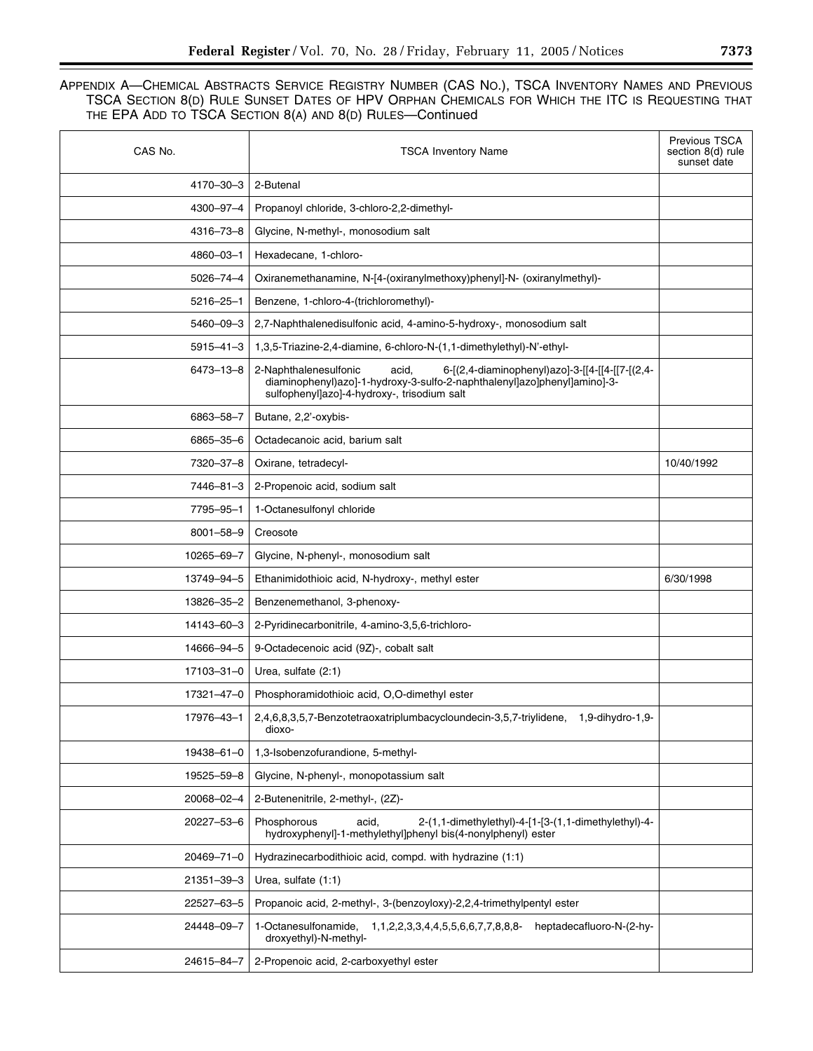APPENDIX A—CHEMICAL ABSTRACTS SERVICE REGISTRY NUMBER (CAS NO.), TSCA INVENTORY NAMES AND PREVIOUS TSCA SECTION 8(D) RULE SUNSET DATES OF HPV ORPHAN CHEMICALS FOR WHICH THE ITC IS REQUESTING THAT THE EPA ADD TO TSCA SECTION 8(A) AND 8(D) RULES—Continued

| CAS No. | TSCA Inventory Name | Previous TSCA section 8(d) rule sunset date |
|---|---|---|
| 4170–30–3 | 2-Butenal | |
| 4300–97–4 | Propanoyl chloride, 3-chloro-2,2-dimethyl- | |
| 4316–73–8 | Glycine, N-methyl-, monosodium salt | |
| 4860–03–1 | Hexadecane, 1-chloro- | |
| 5026–74–4 | Oxiranemethanamine, N-[4-(oxiranylmethoxy)phenyl]-N- (oxiranylmethyl)- | |
| 5216–25–1 | Benzene, 1-chloro-4-(trichloromethyl)- | |
| 5460–09–3 | 2,7-Naphthalenedisulfonic acid, 4-amino-5-hydroxy-, monosodium salt | |
| 5915–41–3 | 1,3,5-Triazine-2,4-diamine, 6-chloro-N-(1,1-dimethylethyl)-N'-ethyl- | |
| 6473–13–8 | 2-Naphthalenesulfonic acid, 6-[(2,4-diaminophenyl)azo]-3-[[4-[[4-[[7-[(2,4-diaminophenyl)azo]-1-hydroxy-3-sulfo-2-naphthalenyl]azo]phenyl]amino]-3-sulfophenyl]azo]-4-hydroxy-, trisodium salt | |
| 6863–58–7 | Butane, 2,2'-oxybis- | |
| 6865–35–6 | Octadecanoic acid, barium salt | |
| 7320–37–8 | Oxirane, tetradecyl- | 10/40/1992 |
| 7446–81–3 | 2-Propenoic acid, sodium salt | |
| 7795–95–1 | 1-Octanesulfonyl chloride | |
| 8001–58–9 | Creosote | |
| 10265–69–7 | Glycine, N-phenyl-, monosodium salt | |
| 13749–94–5 | Ethanimidothioic acid, N-hydroxy-, methyl ester | 6/30/1998 |
| 13826–35–2 | Benzenemethanol, 3-phenoxy- | |
| 14143–60–3 | 2-Pyridinecarbonitrile, 4-amino-3,5,6-trichloro- | |
| 14666–94–5 | 9-Octadecenoic acid (9Z)-, cobalt salt | |
| 17103–31–0 | Urea, sulfate (2:1) | |
| 17321–47–0 | Phosphoramidothioic acid, O,O-dimethyl ester | |
| 17976–43–1 | 2,4,6,8,3,5,7-Benzotetraoxatriplumbacycloundecin-3,5,7-triylidene, 1,9-dihydro-1,9-dioxo- | |
| 19438–61–0 | 1,3-Isobenzofurandione, 5-methyl- | |
| 19525–59–8 | Glycine, N-phenyl-, monopotassium salt | |
| 20068–02–4 | 2-Butenenitrile, 2-methyl-, (2Z)- | |
| 20227–53–6 | Phosphorous acid, 2-(1,1-dimethylethyl)-4-[1-[3-(1,1-dimethylethyl)-4-hydroxyphenyl]-1-methylethyl]phenyl bis(4-nonylphenyl) ester | |
| 20469–71–0 | Hydrazinecarbodithioic acid, compd. with hydrazine (1:1) | |
| 21351–39–3 | Urea, sulfate (1:1) | |
| 22527–63–5 | Propanoic acid, 2-methyl-, 3-(benzoyloxy)-2,2,4-trimethylpentyl ester | |
| 24448–09–7 | 1-Octanesulfonamide, 1,1,2,2,3,3,4,4,5,5,6,6,7,7,8,8,8- heptadecafluoro-N-(2-hydroxyethyl)-N-methyl- | |
| 24615–84–7 | 2-Propenoic acid, 2-carboxyethyl ester | |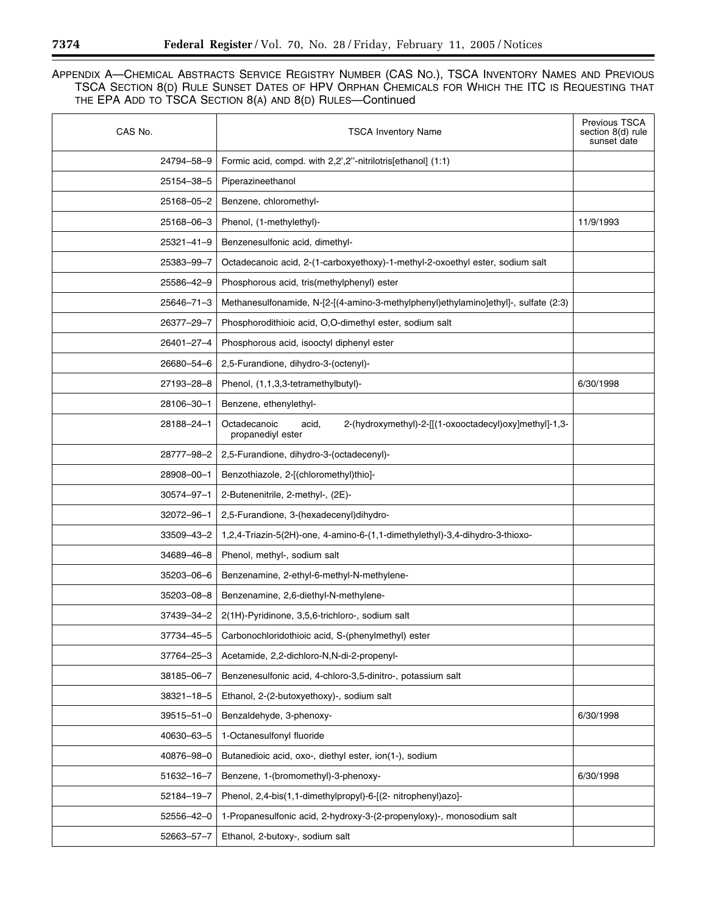APPENDIX A—CHEMICAL ABSTRACTS SERVICE REGISTRY NUMBER (CAS NO.), TSCA INVENTORY NAMES AND PREVIOUS TSCA SECTION 8(D) RULE SUNSET DATES OF HPV ORPHAN CHEMICALS FOR WHICH THE ITC IS REQUESTING THAT THE EPA ADD TO TSCA SECTION 8(A) AND 8(D) RULES—Continued

| CAS No. | TSCA Inventory Name | Previous TSCA section 8(d) rule sunset date |
|---|---|---|
| 24794–58–9 | Formic acid, compd. with 2,2',2''-nitrilotris[ethanol] (1:1) | |
| 25154–38–5 | Piperazineethanol | |
| 25168–05–2 | Benzene, chloromethyl- | |
| 25168–06–3 | Phenol, (1-methylethyl)- | 11/9/1993 |
| 25321–41–9 | Benzenesulfonic acid, dimethyl- | |
| 25383–99–7 | Octadecanoic acid, 2-(1-carboxyethoxy)-1-methyl-2-oxoethyl ester, sodium salt | |
| 25586–42–9 | Phosphorous acid, tris(methylphenyl) ester | |
| 25646–71–3 | Methanesulfonamide, N-[2-[(4-amino-3-methylphenyl)ethylamino]ethyl]-, sulfate (2:3) | |
| 26377–29–7 | Phosphorodithioic acid, O,O-dimethyl ester, sodium salt | |
| 26401–27–4 | Phosphorous acid, isooctyl diphenyl ester | |
| 26680–54–6 | 2,5-Furandione, dihydro-3-(octenyl)- | |
| 27193–28–8 | Phenol, (1,1,3,3-tetramethylbutyl)- | 6/30/1998 |
| 28106–30–1 | Benzene, ethenylethyl- | |
| 28188–24–1 | Octadecanoic acid, 2-(hydroxymethyl)-2-[[(1-oxooctadecyl)oxy]methyl]-1,3-propanediyl ester | |
| 28777–98–2 | 2,5-Furandione, dihydro-3-(octadecenyl)- | |
| 28908–00–1 | Benzothiazole, 2-[(chloromethyl)thio]- | |
| 30574–97–1 | 2-Butenenitrile, 2-methyl-, (2E)- | |
| 32072–96–1 | 2,5-Furandione, 3-(hexadecenyl)dihydro- | |
| 33509–43–2 | 1,2,4-Triazin-5(2H)-one, 4-amino-6-(1,1-dimethylethyl)-3,4-dihydro-3-thioxo- | |
| 34689–46–8 | Phenol, methyl-, sodium salt | |
| 35203–06–6 | Benzenamine, 2-ethyl-6-methyl-N-methylene- | |
| 35203–08–8 | Benzenamine, 2,6-diethyl-N-methylene- | |
| 37439–34–2 | 2(1H)-Pyridinone, 3,5,6-trichloro-, sodium salt | |
| 37734–45–5 | Carbonochloridothioic acid, S-(phenylmethyl) ester | |
| 37764–25–3 | Acetamide, 2,2-dichloro-N,N-di-2-propenyl- | |
| 38185–06–7 | Benzenesulfonic acid, 4-chloro-3,5-dinitro-, potassium salt | |
| 38321–18–5 | Ethanol, 2-(2-butoxyethoxy)-, sodium salt | |
| 39515–51–0 | Benzaldehyde, 3-phenoxy- | 6/30/1998 |
| 40630–63–5 | 1-Octanesulfonyl fluoride | |
| 40876–98–0 | Butanedioic acid, oxo-, diethyl ester, ion(1-), sodium | |
| 51632–16–7 | Benzene, 1-(bromomethyl)-3-phenoxy- | 6/30/1998 |
| 52184–19–7 | Phenol, 2,4-bis(1,1-dimethylpropyl)-6-[(2- nitrophenyl)azo]- | |
| 52556–42–0 | 1-Propanesulfonic acid, 2-hydroxy-3-(2-propenyloxy)-, monosodium salt | |
| 52663–57–7 | Ethanol, 2-butoxy-, sodium salt | |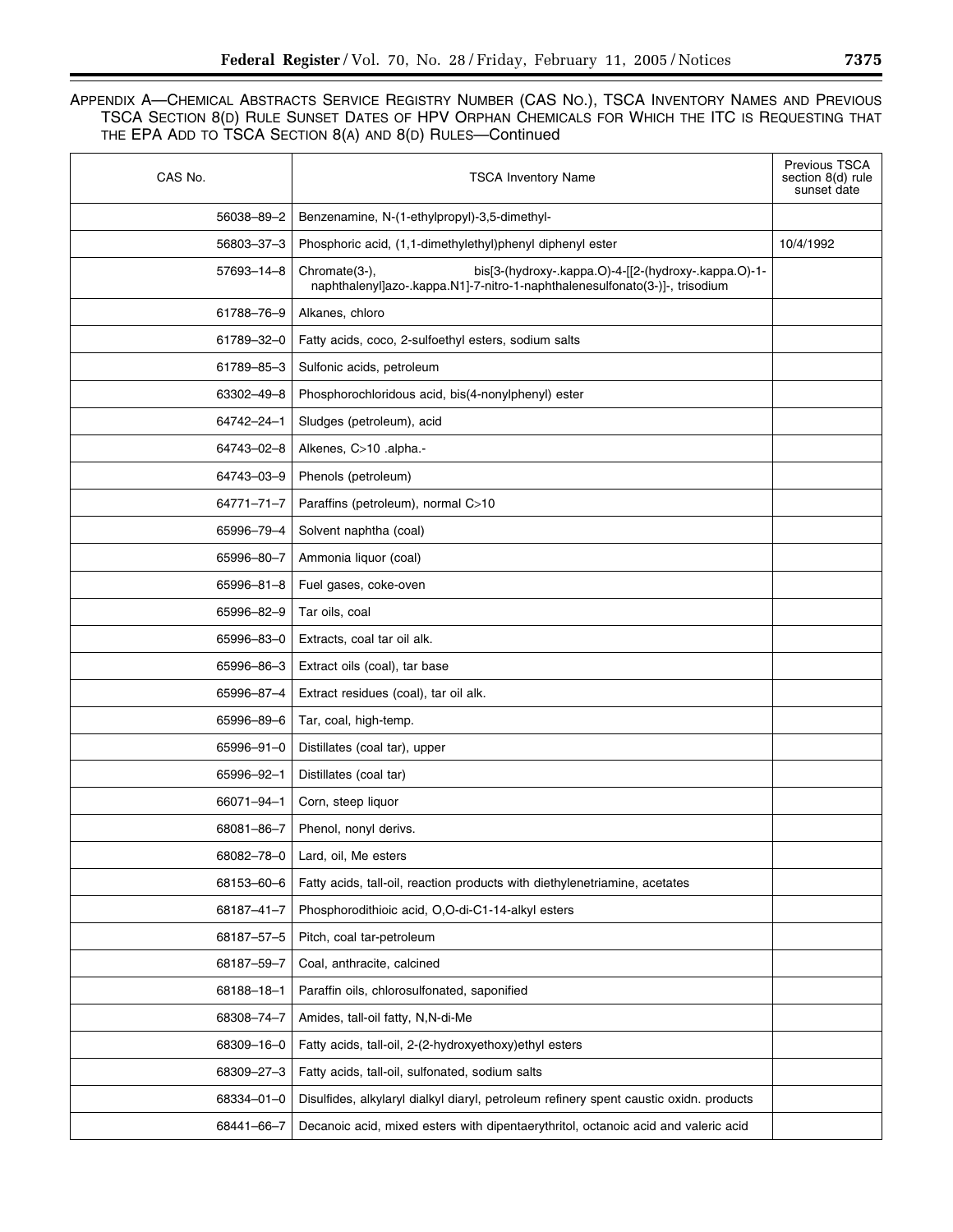APPENDIX A—CHEMICAL ABSTRACTS SERVICE REGISTRY NUMBER (CAS NO.), TSCA INVENTORY NAMES AND PREVIOUS TSCA SECTION 8(D) RULE SUNSET DATES OF HPV ORPHAN CHEMICALS FOR WHICH THE ITC IS REQUESTING THAT THE EPA ADD TO TSCA SECTION 8(A) AND 8(D) RULES—Continued

| CAS No. | TSCA Inventory Name | Previous TSCA section 8(d) rule sunset date |
|---|---|---|
| 56038–89–2 | Benzenamine, N-(1-ethylpropyl)-3,5-dimethyl- | |
| 56803–37–3 | Phosphoric acid, (1,1-dimethylethyl)phenyl diphenyl ester | 10/4/1992 |
| 57693–14–8 | Chromate(3-), bis[3-(hydroxy-.kappa.O)-4-[[2-(hydroxy-.kappa.O)-1-naphthalenyl]azo-.kappa.N1]-7-nitro-1-naphthalenesulfonato(3-)]-, trisodium | |
| 61788–76–9 | Alkanes, chloro | |
| 61789–32–0 | Fatty acids, coco, 2-sulfoethyl esters, sodium salts | |
| 61789–85–3 | Sulfonic acids, petroleum | |
| 63302–49–8 | Phosphorochloridous acid, bis(4-nonylphenyl) ester | |
| 64742–24–1 | Sludges (petroleum), acid | |
| 64743–02–8 | Alkenes, C>10 .alpha.- | |
| 64743–03–9 | Phenols (petroleum) | |
| 64771–71–7 | Paraffins (petroleum), normal C>10 | |
| 65996–79–4 | Solvent naphtha (coal) | |
| 65996–80–7 | Ammonia liquor (coal) | |
| 65996–81–8 | Fuel gases, coke-oven | |
| 65996–82–9 | Tar oils, coal | |
| 65996–83–0 | Extracts, coal tar oil alk. | |
| 65996–86–3 | Extract oils (coal), tar base | |
| 65996–87–4 | Extract residues (coal), tar oil alk. | |
| 65996–89–6 | Tar, coal, high-temp. | |
| 65996–91–0 | Distillates (coal tar), upper | |
| 65996–92–1 | Distillates (coal tar) | |
| 66071–94–1 | Corn, steep liquor | |
| 68081–86–7 | Phenol, nonyl derivs. | |
| 68082–78–0 | Lard, oil, Me esters | |
| 68153–60–6 | Fatty acids, tall-oil, reaction products with diethylenetriamine, acetates | |
| 68187–41–7 | Phosphorodithioic acid, O,O-di-C1-14-alkyl esters | |
| 68187–57–5 | Pitch, coal tar-petroleum | |
| 68187–59–7 | Coal, anthracite, calcined | |
| 68188–18–1 | Paraffin oils, chlorosulfonated, saponified | |
| 68308–74–7 | Amides, tall-oil fatty, N,N-di-Me | |
| 68309–16–0 | Fatty acids, tall-oil, 2-(2-hydroxyethoxy)ethyl esters | |
| 68309–27–3 | Fatty acids, tall-oil, sulfonated, sodium salts | |
| 68334–01–0 | Disulfides, alkylaryl dialkyl diaryl, petroleum refinery spent caustic oxidn. products | |
| 68441–66–7 | Decanoic acid, mixed esters with dipentaerythritol, octanoic acid and valeric acid | |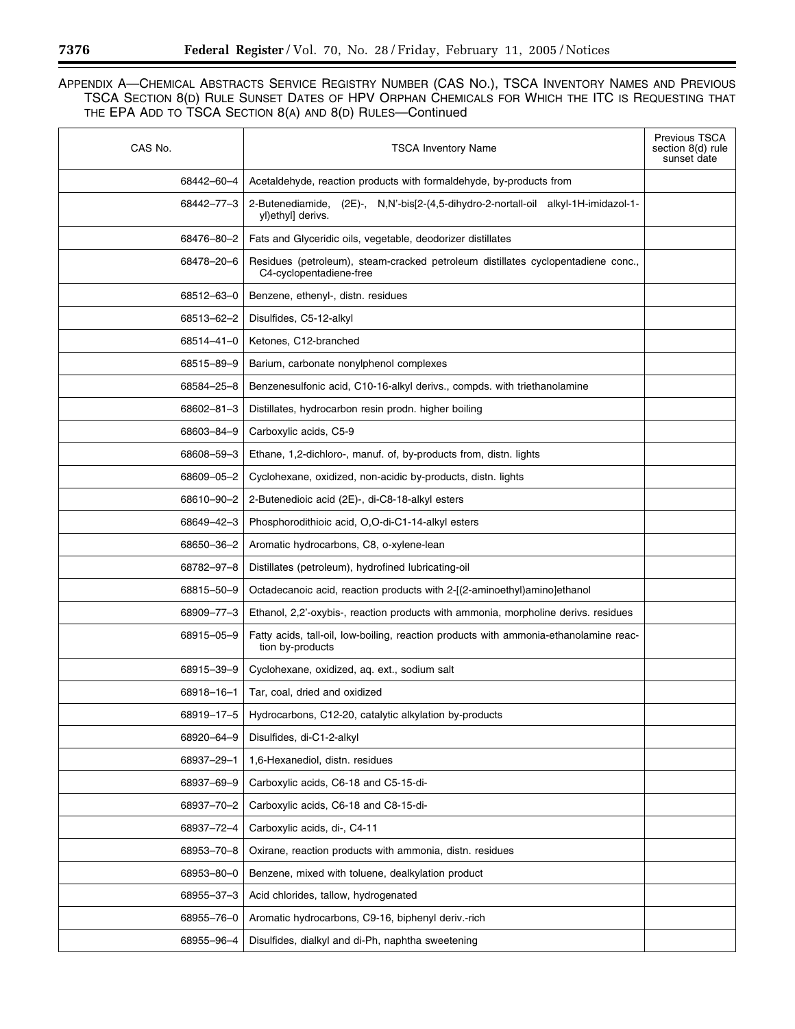APPENDIX A—CHEMICAL ABSTRACTS SERVICE REGISTRY NUMBER (CAS NO.), TSCA INVENTORY NAMES AND PREVIOUS TSCA SECTION 8(D) RULE SUNSET DATES OF HPV ORPHAN CHEMICALS FOR WHICH THE ITC IS REQUESTING THAT THE EPA ADD TO TSCA SECTION 8(A) AND 8(D) RULES—Continued

| CAS No. | TSCA Inventory Name | Previous TSCA section 8(d) rule sunset date |
|---|---|---|
| 68442–60–4 | Acetaldehyde, reaction products with formaldehyde, by-products from | |
| 68442–77–3 | 2-Butenediamide, (2E)-, N,N'-bis[2-(4,5-dihydro-2-nortall-oil alkyl-1H-imidazol-1-yl)ethyl] derivs. | |
| 68476–80–2 | Fats and Glyceridic oils, vegetable, deodorizer distillates | |
| 68478–20–6 | Residues (petroleum), steam-cracked petroleum distillates cyclopentadiene conc., C4-cyclopentadiene-free | |
| 68512–63–0 | Benzene, ethenyl-, distn. residues | |
| 68513–62–2 | Disulfides, C5-12-alkyl | |
| 68514–41–0 | Ketones, C12-branched | |
| 68515–89–9 | Barium, carbonate nonylphenol complexes | |
| 68584–25–8 | Benzenesulfonic acid, C10-16-alkyl derivs., compds. with triethanolamine | |
| 68602–81–3 | Distillates, hydrocarbon resin prodn. higher boiling | |
| 68603–84–9 | Carboxylic acids, C5-9 | |
| 68608–59–3 | Ethane, 1,2-dichloro-, manuf. of, by-products from, distn. lights | |
| 68609–05–2 | Cyclohexane, oxidized, non-acidic by-products, distn. lights | |
| 68610–90–2 | 2-Butenedioic acid (2E)-, di-C8-18-alkyl esters | |
| 68649–42–3 | Phosphorodithioic acid, O,O-di-C1-14-alkyl esters | |
| 68650–36–2 | Aromatic hydrocarbons, C8, o-xylene-lean | |
| 68782–97–8 | Distillates (petroleum), hydrofined lubricating-oil | |
| 68815–50–9 | Octadecanoic acid, reaction products with 2-[(2-aminoethyl)amino]ethanol | |
| 68909–77–3 | Ethanol, 2,2'-oxybis-, reaction products with ammonia, morpholine derivs. residues | |
| 68915–05–9 | Fatty acids, tall-oil, low-boiling, reaction products with ammonia-ethanolamine reaction by-products | |
| 68915–39–9 | Cyclohexane, oxidized, aq. ext., sodium salt | |
| 68918–16–1 | Tar, coal, dried and oxidized | |
| 68919–17–5 | Hydrocarbons, C12-20, catalytic alkylation by-products | |
| 68920–64–9 | Disulfides, di-C1-2-alkyl | |
| 68937–29–1 | 1,6-Hexanediol, distn. residues | |
| 68937–69–9 | Carboxylic acids, C6-18 and C5-15-di- | |
| 68937–70–2 | Carboxylic acids, C6-18 and C8-15-di- | |
| 68937–72–4 | Carboxylic acids, di-, C4-11 | |
| 68953–70–8 | Oxirane, reaction products with ammonia, distn. residues | |
| 68953–80–0 | Benzene, mixed with toluene, dealkylation product | |
| 68955–37–3 | Acid chlorides, tallow, hydrogenated | |
| 68955–76–0 | Aromatic hydrocarbons, C9-16, biphenyl deriv.-rich | |
| 68955–96–4 | Disulfides, dialkyl and di-Ph, naphtha sweetening | |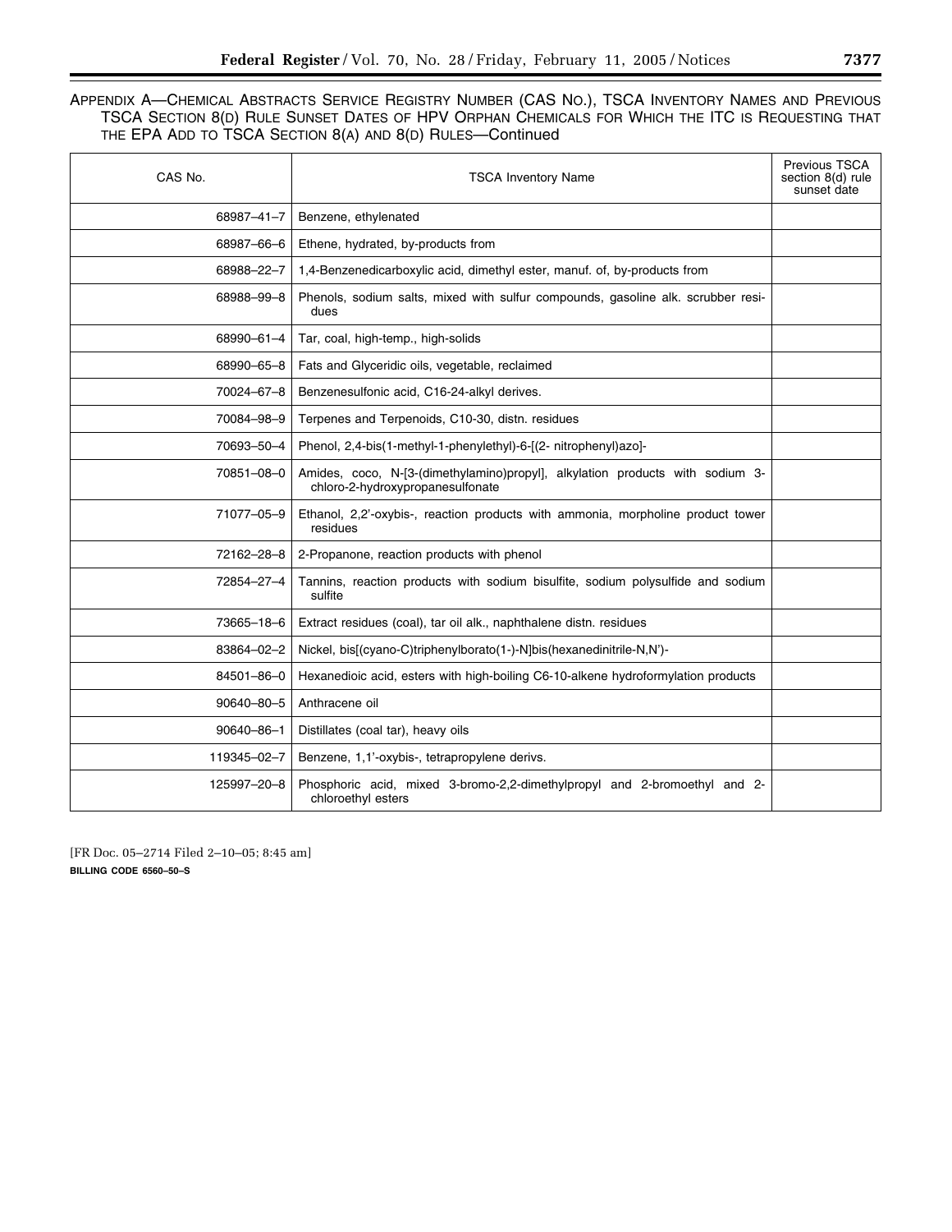APPENDIX A—CHEMICAL ABSTRACTS SERVICE REGISTRY NUMBER (CAS NO.), TSCA INVENTORY NAMES AND PREVIOUS TSCA SECTION 8(D) RULE SUNSET DATES OF HPV ORPHAN CHEMICALS FOR WHICH THE ITC IS REQUESTING THAT THE EPA ADD TO TSCA SECTION 8(A) AND 8(D) RULES—Continued

| CAS No. | TSCA Inventory Name | Previous TSCA section 8(d) rule sunset date |
|---|---|---|
| 68987–41–7 | Benzene, ethylenated | |
| 68987–66–6 | Ethene, hydrated, by-products from | |
| 68988–22–7 | 1,4-Benzenedicarboxylic acid, dimethyl ester, manuf. of, by-products from | |
| 68988–99–8 | Phenols, sodium salts, mixed with sulfur compounds, gasoline alk. scrubber residues | |
| 68990–61–4 | Tar, coal, high-temp., high-solids | |
| 68990–65–8 | Fats and Glyceridic oils, vegetable, reclaimed | |
| 70024–67–8 | Benzenesulfonic acid, C16-24-alkyl derives. | |
| 70084–98–9 | Terpenes and Terpenoids, C10-30, distn. residues | |
| 70693–50–4 | Phenol, 2,4-bis(1-methyl-1-phenylethyl)-6-[(2- nitrophenyl)azo]- | |
| 70851–08–0 | Amides, coco, N-[3-(dimethylamino)propyl], alkylation products with sodium 3-chloro-2-hydroxypropanesulfonate | |
| 71077–05–9 | Ethanol, 2,2'-oxybis-, reaction products with ammonia, morpholine product tower residues | |
| 72162–28–8 | 2-Propanone, reaction products with phenol | |
| 72854–27–4 | Tannins, reaction products with sodium bisulfite, sodium polysulfide and sodium sulfite | |
| 73665–18–6 | Extract residues (coal), tar oil alk., naphthalene distn. residues | |
| 83864–02–2 | Nickel, bis[(cyano-C)triphenylborato(1-)-N]bis(hexanedinitrile-N,N')- | |
| 84501–86–0 | Hexanedioic acid, esters with high-boiling C6-10-alkene hydroformylation products | |
| 90640–80–5 | Anthracene oil | |
| 90640–86–1 | Distillates (coal tar), heavy oils | |
| 119345–02–7 | Benzene, 1,1'-oxybis-, tetrapropylene derivs. | |
| 125997–20–8 | Phosphoric acid, mixed 3-bromo-2,2-dimethylpropyl and 2-bromoethyl and 2-chloroethyl esters | |

[FR Doc. 05–2714 Filed 2–10–05; 8:45 am]

**BILLING CODE 6560–50–S**